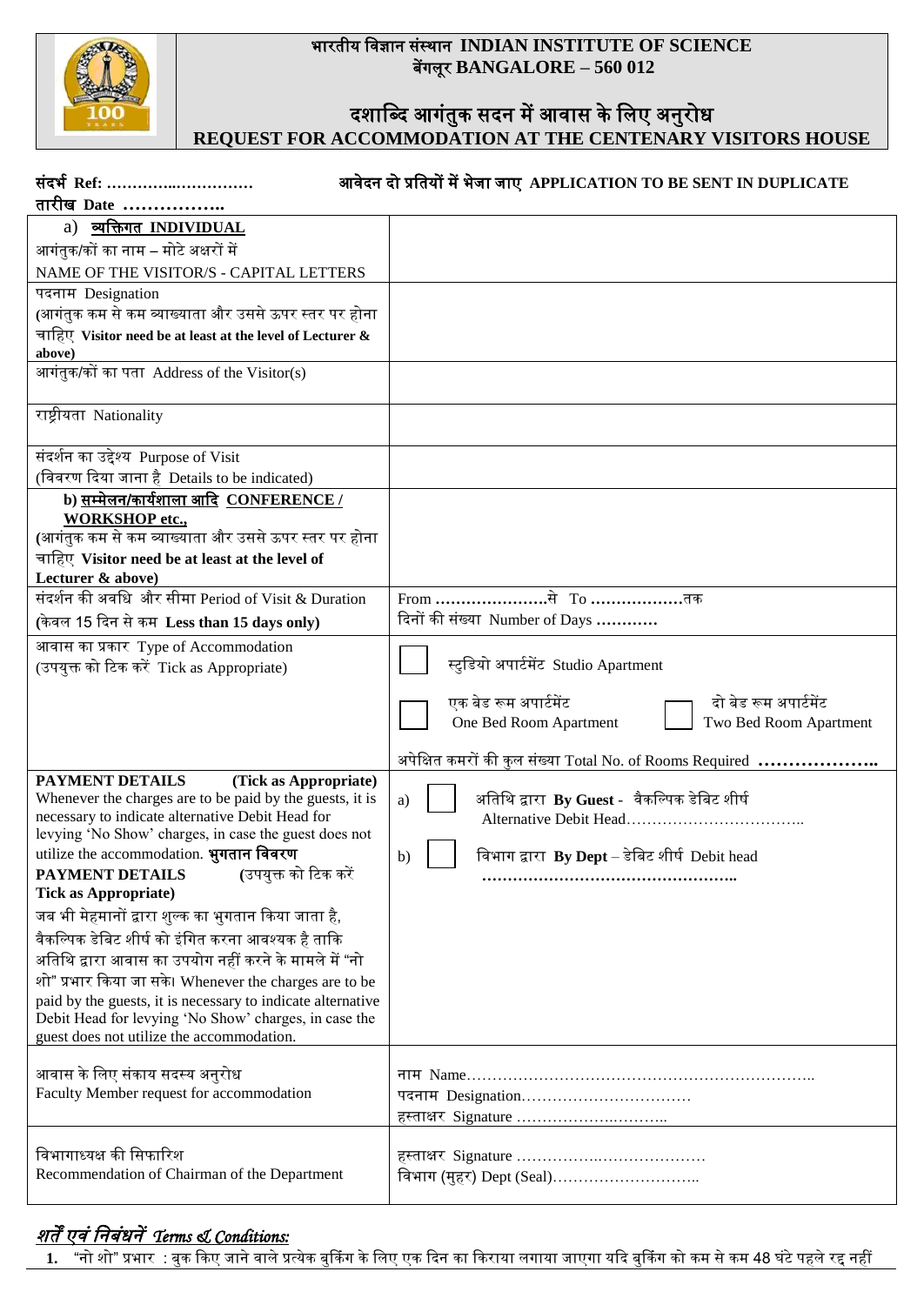# भारतीय विज्ञान संस्थान INDIAN INSTITUTE OF SCIENCE
## बेंगलूर BANGALORE – 560 012

## दशाब्दि आगंतुक सदन में आवास के लिए अनुरोध
## REQUEST FOR ACCOMMODATION AT THE CENTENARY VISITORS HOUSE

**संदर्भ Ref: ……………………………** **आवेदन दो प्रतियों में भेजा जाए APPLICATION TO BE SENT IN DUPLICATE**

**तारीख Date ……………..**

| | |
|---|---|
| a) **व्यक्तिगत INDIVIDUAL**<br>आगंतुक/कों का नाम – मोटे अक्षरों में<br>NAME OF THE VISITOR/S - CAPITAL LETTERS | |
| पदनाम Designation<br>(आगंतुक कम से कम व्याख्याता और उससे ऊपर स्तर पर होना चाहिए **Visitor need be at least at the level of Lecturer & above)** | |
| आगंतुक/कों का पता Address of the Visitor(s) | |
| राष्ट्रीयता Nationality | |
| संदर्शन का उद्देश्य Purpose of Visit<br>(विवरण दिया जाना है Details to be indicated) | |
| **b) सम्मेलन/कार्यशाला आदि CONFERENCE / WORKSHOP etc.,**<br>**(**आगंतुक कम से कम व्याख्याता और उससे ऊपर स्तर पर होना चाहिए **Visitor need be at least at the level of Lecturer & above)** | |
| संदर्शन की अवधि और सीमा Period of Visit & Duration<br>**(**केवल 15 दिन से कम **Less than 15 days only)** | From …………………से To ………………तक<br>दिनों की संख्या Number of Days ………… |
| आवास का प्रकार Type of Accommodation<br>(उपयुक्त को टिक करें Tick as Appropriate) | ☐ स्टुडियो अपार्टमेंट Studio Apartment<br>☐ एक बेड रूम अपार्टमेंट One Bed Room Apartment ☐ दो बेड रूम अपार्टमेंट Two Bed Room Apartment<br>अपेक्षित कमरों की कुल संख्या Total No. of Rooms Required ……………….. |
| **PAYMENT DETAILS (Tick as Appropriate)**<br>Whenever the charges are to be paid by the guests, it is necessary to indicate alternative Debit Head for levying 'No Show' charges, in case the guest does not utilize the accommodation. **भुगतान विवरण**<br>**PAYMENT DETAILS (**उपयुक्त को टिक करें **Tick as Appropriate)**<br>जब भी मेहमानों द्वारा शुल्क का भुगतान किया जाता है, वैकल्पिक डेबिट शीर्ष को इंगित करना आवश्यक है ताकि अतिथि द्वारा आवास का उपयोग नहीं करने के मामले में "नो शो" प्रभार किया जा सके। Whenever the charges are to be paid by the guests, it is necessary to indicate alternative Debit Head for levying 'No Show' charges, in case the guest does not utilize the accommodation. | a) ☐ अतिथि द्वारा **By Guest** - वैकल्पिक डेबिट शीर्ष Alternative Debit Head……………………………..<br>b) ☐ विभाग द्वारा **By Dept** – डेबिट शीर्ष Debit head ………………………………………….. |
| आवास के लिए संकाय सदस्य अनुरोध<br>Faculty Member request for accommodation | नाम Name…………………………………………………………..<br>पदनाम Designation……………………………<br>हस्ताक्षर Signature ……………….……….. |
| विभागाध्यक्ष की सिफारिश<br>Recommendation of Chairman of the Department | हस्ताक्षर Signature ……………….…………………<br>विभाग (मुहर) Dept (Seal)……………………….. |

## *शर्तें एवं निबंधनें Terms & Conditions:*

1. "नो शो" प्रभार : बुक किए जाने वाले प्रत्येक बुकिंग के लिए एक दिन का किराया लगाया जाएगा यदि बुकिंग को कम से कम 48 घंटे पहले रद्द नहीं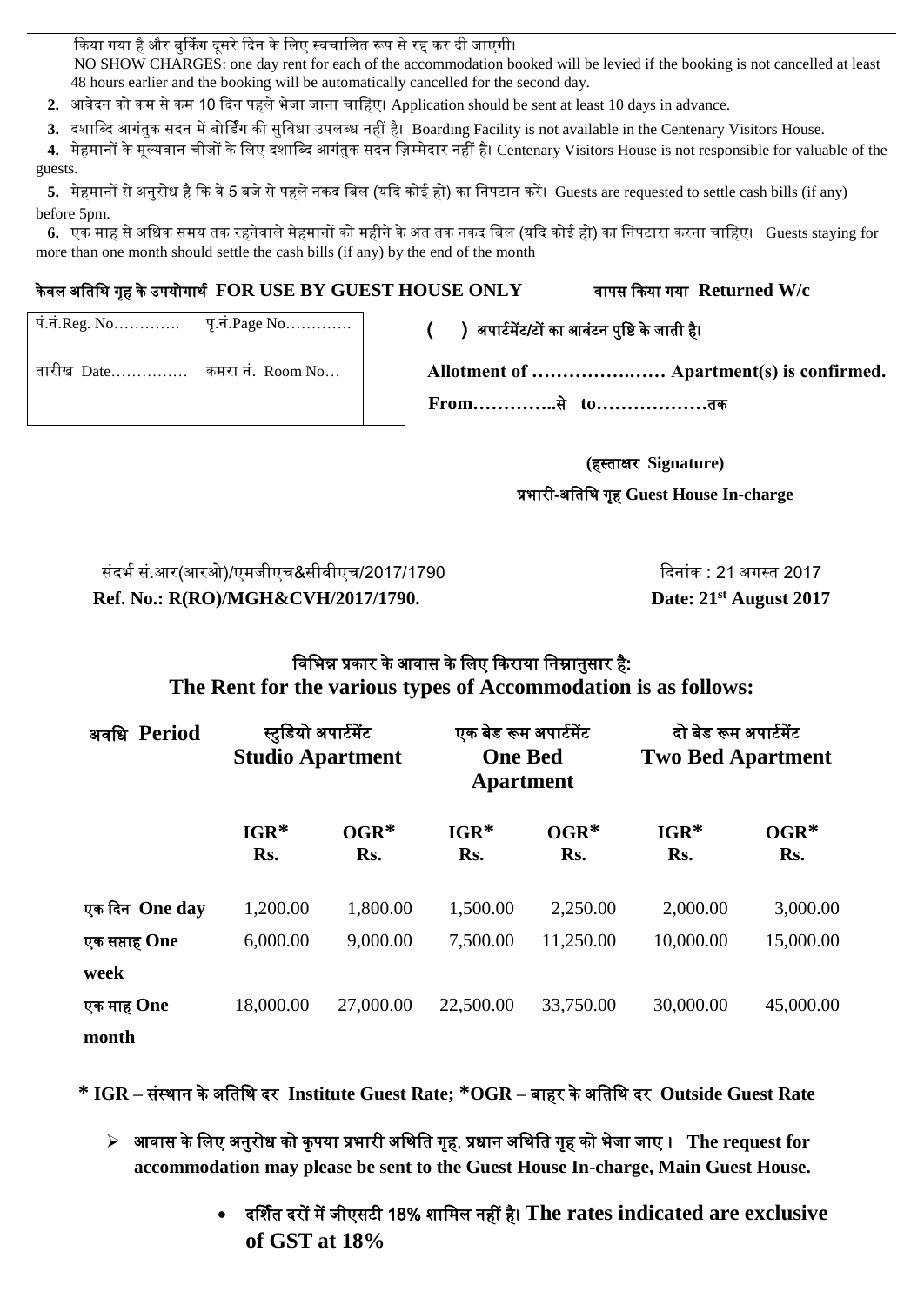किया गया है और बुकिंग दूसरे दिन के लिए स्वचालित रूप से रद्द कर दी जाएगी। NO SHOW CHARGES: one day rent for each of the accommodation booked will be levied if the booking is not cancelled at least 48 hours earlier and the booking will be automatically cancelled for the second day.

2. आवेदन को कम से कम 10 दिन पहले भेजा जाना चाहिए। Application should be sent at least 10 days in advance.
3. दशाब्दि आगंतुक सदन में बोर्डिंग की सुविधा उपलब्ध नहीं है। Boarding Facility is not available in the Centenary Visitors House.
4. मेहमानों के मूल्यवान चीजों के लिए दशाब्दि आगंतुक सदन ज़िम्मेदार नहीं है। Centenary Visitors House is not responsible for valuable of the guests.
5. मेहमानों से अनुरोध है कि वे 5 बजे से पहले नकद बिल (यदि कोई हो) का निपटान करें। Guests are requested to settle cash bills (if any) before 5pm.
6. एक माह से अधिक समय तक रहनेवाले मेहमानों को महीने के अंत तक नकद बिल (यदि कोई हो) का निपटारा करना चाहिए। Guests staying for more than one month should settle the cash bills (if any) by the end of the month

**केवल अतिथि गृह के उपयोगार्थ FOR USE BY GUEST HOUSE ONLY** **वापस किया गया Returned W/c**

| | |
|---|---|
| पं.नं.Reg. No………… | पृ.नं.Page No………… |
| तारीख Date…………… | कमरा नं. Room No… |

**( ) अपार्टमेंट/टों का आबंटन पुष्टि के जाती है।**

**Allotment of ……………….…… Apartment(s) is confirmed.**

**From…………..से to………………तक**

**(हस्ताक्षर Signature)**

**प्रभारी-अतिथि गृह Guest House In-charge**

संदर्भ सं.आर(आरओ)/एमजीएच&सीवीएच/2017/1790 दिनांक : 21 अगस्त 2017

**Ref. No.: R(RO)/MGH&CVH/2017/1790.** **Date: 21st August 2017**

## विभिन्न प्रकार के आवास के लिए किराया निम्नानुसार है: The Rent for the various types of Accommodation is as follows:

| अवधि Period | स्टुडियो अपार्टमेंट Studio Apartment | | एक बेड रूम अपार्टमेंट One Bed Apartment | | दो बेड रूम अपार्टमेंट Two Bed Apartment | |
|---|---|---|---|---|---|---|
| | IGR* Rs. | OGR* Rs. | IGR* Rs. | OGR* Rs. | IGR* Rs. | OGR* Rs. |
| एक दिन One day | 1,200.00 | 1,800.00 | 1,500.00 | 2,250.00 | 2,000.00 | 3,000.00 |
| एक सप्ताह One week | 6,000.00 | 9,000.00 | 7,500.00 | 11,250.00 | 10,000.00 | 15,000.00 |
| एक माह One month | 18,000.00 | 27,000.00 | 22,500.00 | 33,750.00 | 30,000.00 | 45,000.00 |

**\* IGR – संस्थान के अतिथि दर Institute Guest Rate; *OGR – बाहर के अतिथि दर Outside Guest Rate**

- **आवास के लिए अनुरोध को कृपया प्रभारी अथिति गृह, प्रधान अथिति गृह को भेजा जाए। The request for accommodation may please be sent to the Guest House In-charge, Main Guest House.**
  - **दर्शित दरों में जीएसटी 18% शामिल नहीं है। The rates indicated are exclusive of GST at 18%**